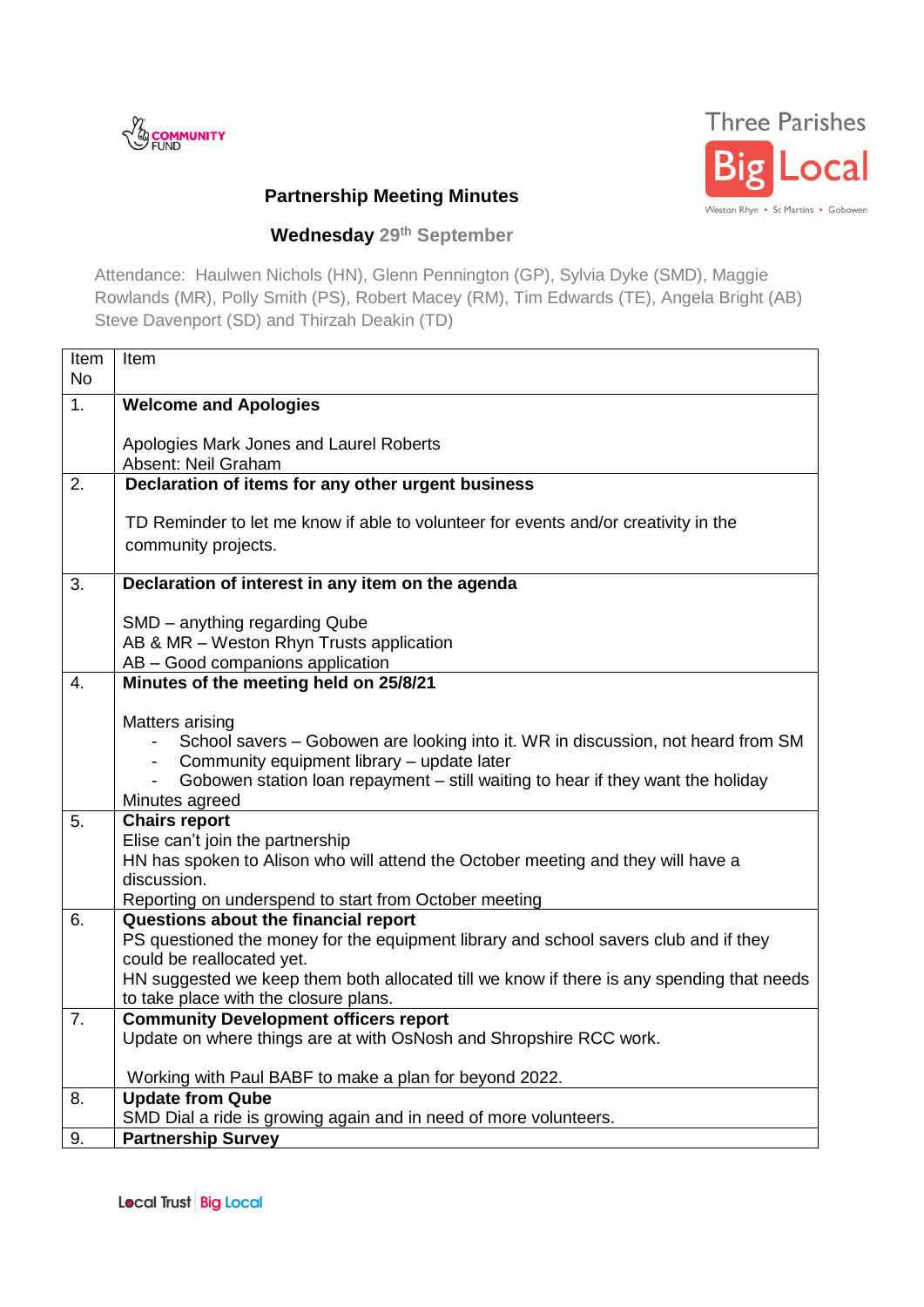## Partnership Meeting Minutes

### Wednesday 29th September

Attendance: Haulwen Nichols (HN), Glenn Pennington (GP), Sylvia Dyke (SMD), Maggie Rowlands (MR), Polly Smith (PS), Robert Macey (RM), Tim Edwards (TE), Angela Bright (AB) Steve Davenport (SD) and Thirzah Deakin (TD)

| Item No | Item |
|---|---|
| 1. | **Welcome and Apologies**<br><br>Apologies Mark Jones and Laurel Roberts<br>Absent: Neil Graham |
| 2. | **Declaration of items for any other urgent business**<br><br>TD Reminder to let me know if able to volunteer for events and/or creativity in the community projects. |
| 3. | **Declaration of interest in any item on the agenda**<br><br>SMD – anything regarding Qube<br>AB & MR – Weston Rhyn Trusts application<br>AB – Good companions application |
| 4. | **Minutes of the meeting held on 25/8/21**<br><br>Matters arising<br>- School savers – Gobowen are looking into it. WR in discussion, not heard from SM<br>- Community equipment library – update later<br>- Gobowen station loan repayment – still waiting to hear if they want the holiday<br>Minutes agreed |
| 5. | **Chairs report**<br>Elise can't join the partnership<br>HN has spoken to Alison who will attend the October meeting and they will have a discussion.<br>Reporting on underspend to start from October meeting |
| 6. | **Questions about the financial report**<br>PS questioned the money for the equipment library and school savers club and if they could be reallocated yet.<br>HN suggested we keep them both allocated till we know if there is any spending that needs to take place with the closure plans. |
| 7. | **Community Development officers report**<br>Update on where things are at with OsNosh and Shropshire RCC work.<br><br>Working with Paul BABF to make a plan for beyond 2022. |
| 8. | **Update from Qube**<br>SMD Dial a ride is growing again and in need of more volunteers. |
| 9. | **Partnership Survey** |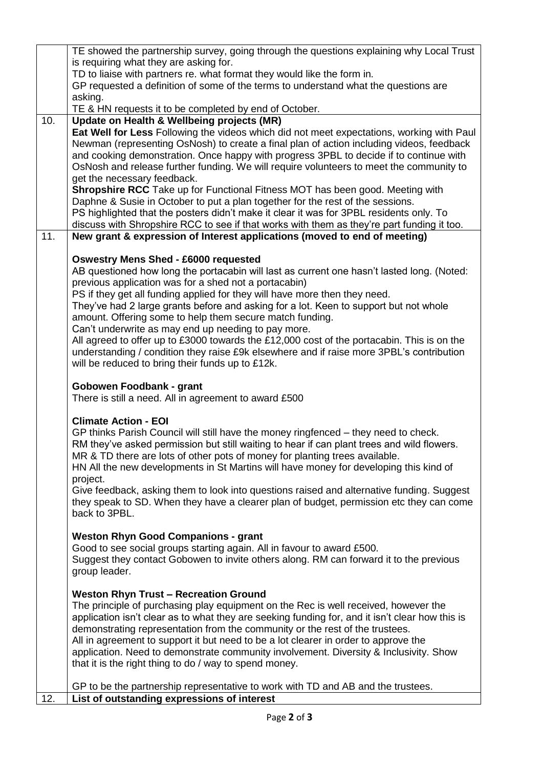|  |  |
| --- | --- |
|  | TE showed the partnership survey, going through the questions explaining why Local Trust is requiring what they are asking for.<br>TD to liaise with partners re. what format they would like the form in.<br>GP requested a definition of some of the terms to understand what the questions are asking.<br>TE & HN requests it to be completed by end of October. |
| 10. | **Update on Health & Wellbeing projects (MR)**<br>**Eat Well for Less** Following the videos which did not meet expectations, working with Paul Newman (representing OsNosh) to create a final plan of action including videos, feedback and cooking demonstration. Once happy with progress 3PBL to decide if to continue with OsNosh and release further funding. We will require volunteers to meet the community to get the necessary feedback.<br>**Shropshire RCC** Take up for Functional Fitness MOT has been good. Meeting with Daphne & Susie in October to put a plan together for the rest of the sessions.<br>PS highlighted that the posters didn't make it clear it was for 3PBL residents only. To discuss with Shropshire RCC to see if that works with them as they're part funding it too. |
| 11. | **New grant & expression of Interest applications (moved to end of meeting)**<br><br>**Oswestry Mens Shed - £6000 requested**<br>AB questioned how long the portacabin will last as current one hasn't lasted long. (Noted: previous application was for a shed not a portacabin)<br>PS if they get all funding applied for they will have more then they need.<br>They've had 2 large grants before and asking for a lot. Keen to support but not whole amount. Offering some to help them secure match funding.<br>Can't underwrite as may end up needing to pay more.<br>All agreed to offer up to £3000 towards the £12,000 cost of the portacabin. This is on the understanding / condition they raise £9k elsewhere and if raise more 3PBL's contribution will be reduced to bring their funds up to £12k.<br><br>**Gobowen Foodbank - grant**<br>There is still a need. All in agreement to award £500<br><br>**Climate Action - EOI**<br>GP thinks Parish Council will still have the money ringfenced – they need to check.<br>RM they've asked permission but still waiting to hear if can plant trees and wild flowers.<br>MR & TD there are lots of other pots of money for planting trees available.<br>HN All the new developments in St Martins will have money for developing this kind of project.<br>Give feedback, asking them to look into questions raised and alternative funding. Suggest they speak to SD. When they have a clearer plan of budget, permission etc they can come back to 3PBL.<br><br>**Weston Rhyn Good Companions - grant**<br>Good to see social groups starting again. All in favour to award £500.<br>Suggest they contact Gobowen to invite others along. RM can forward it to the previous group leader.<br><br>**Weston Rhyn Trust – Recreation Ground**<br>The principle of purchasing play equipment on the Rec is well received, however the application isn't clear as to what they are seeking funding for, and it isn't clear how this is demonstrating representation from the community or the rest of the trustees.<br>All in agreement to support it but need to be a lot clearer in order to approve the application. Need to demonstrate community involvement. Diversity & Inclusivity. Show that it is the right thing to do / way to spend money.<br><br>GP to be the partnership representative to work with TD and AB and the trustees. |
| 12. | **List of outstanding expressions of interest** |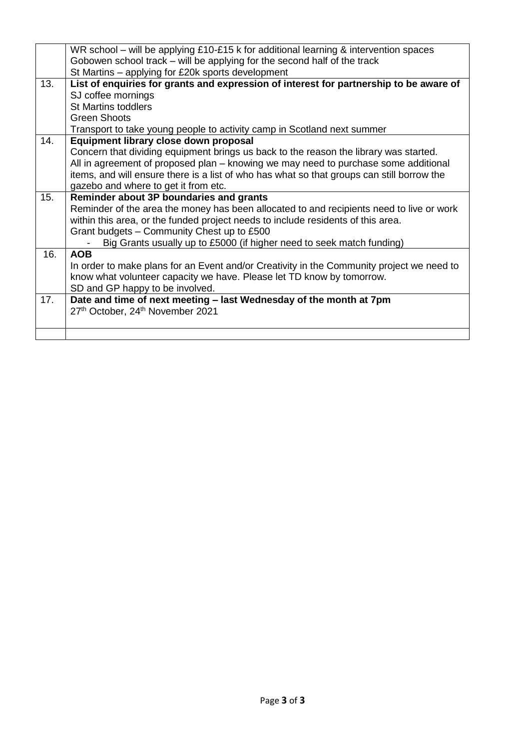| | |
|---|---|
| | WR school – will be applying £10-£15 k for additional learning & intervention spaces<br>Gobowen school track – will be applying for the second half of the track<br>St Martins – applying for £20k sports development |
| 13. | **List of enquiries for grants and expression of interest for partnership to be aware of**<br>SJ coffee mornings<br>St Martins toddlers<br>Green Shoots<br>Transport to take young people to activity camp in Scotland next summer |
| 14. | **Equipment library close down proposal**<br>Concern that dividing equipment brings us back to the reason the library was started.<br>All in agreement of proposed plan – knowing we may need to purchase some additional items, and will ensure there is a list of who has what so that groups can still borrow the gazebo and where to get it from etc. |
| 15. | **Reminder about 3P boundaries and grants**<br>Reminder of the area the money has been allocated to and recipients need to live or work within this area, or the funded project needs to include residents of this area.<br>Grant budgets – Community Chest up to £500<br>- Big Grants usually up to £5000 (if higher need to seek match funding) |
| 16. | **AOB**<br>In order to make plans for an Event and/or Creativity in the Community project we need to know what volunteer capacity we have. Please let TD know by tomorrow.<br>SD and GP happy to be involved. |
| 17. | **Date and time of next meeting – last Wednesday of the month at 7pm**<br>27th October, 24th November 2021 |
| | |